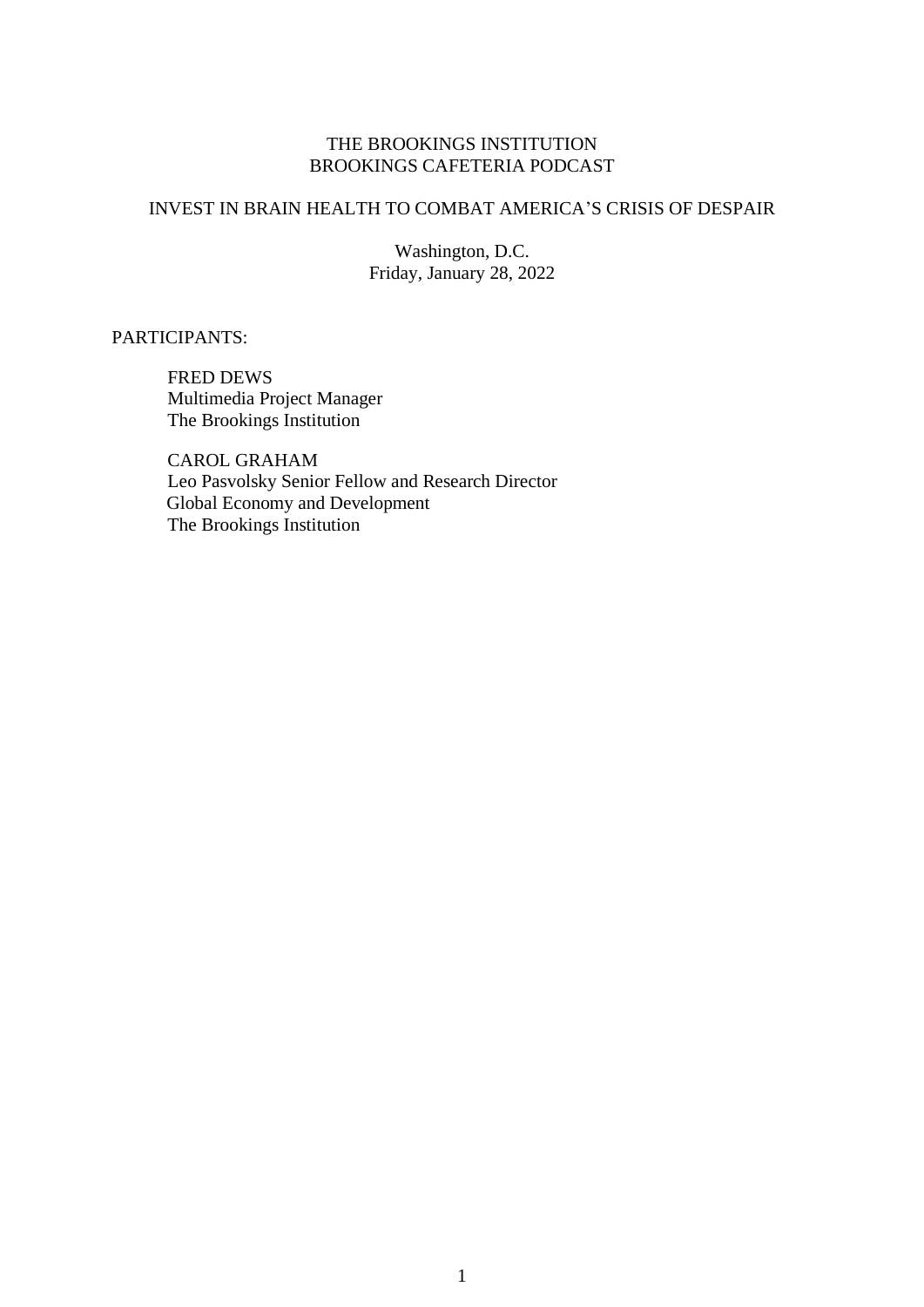# THE BROOKINGS INSTITUTION
## BROOKINGS CAFETERIA PODCAST

## INVEST IN BRAIN HEALTH TO COMBAT AMERICA'S CRISIS OF DESPAIR

Washington, D.C.
Friday, January 28, 2022

PARTICIPANTS:

FRED DEWS
Multimedia Project Manager
The Brookings Institution

CAROL GRAHAM
Leo Pasvolsky Senior Fellow and Research Director
Global Economy and Development
The Brookings Institution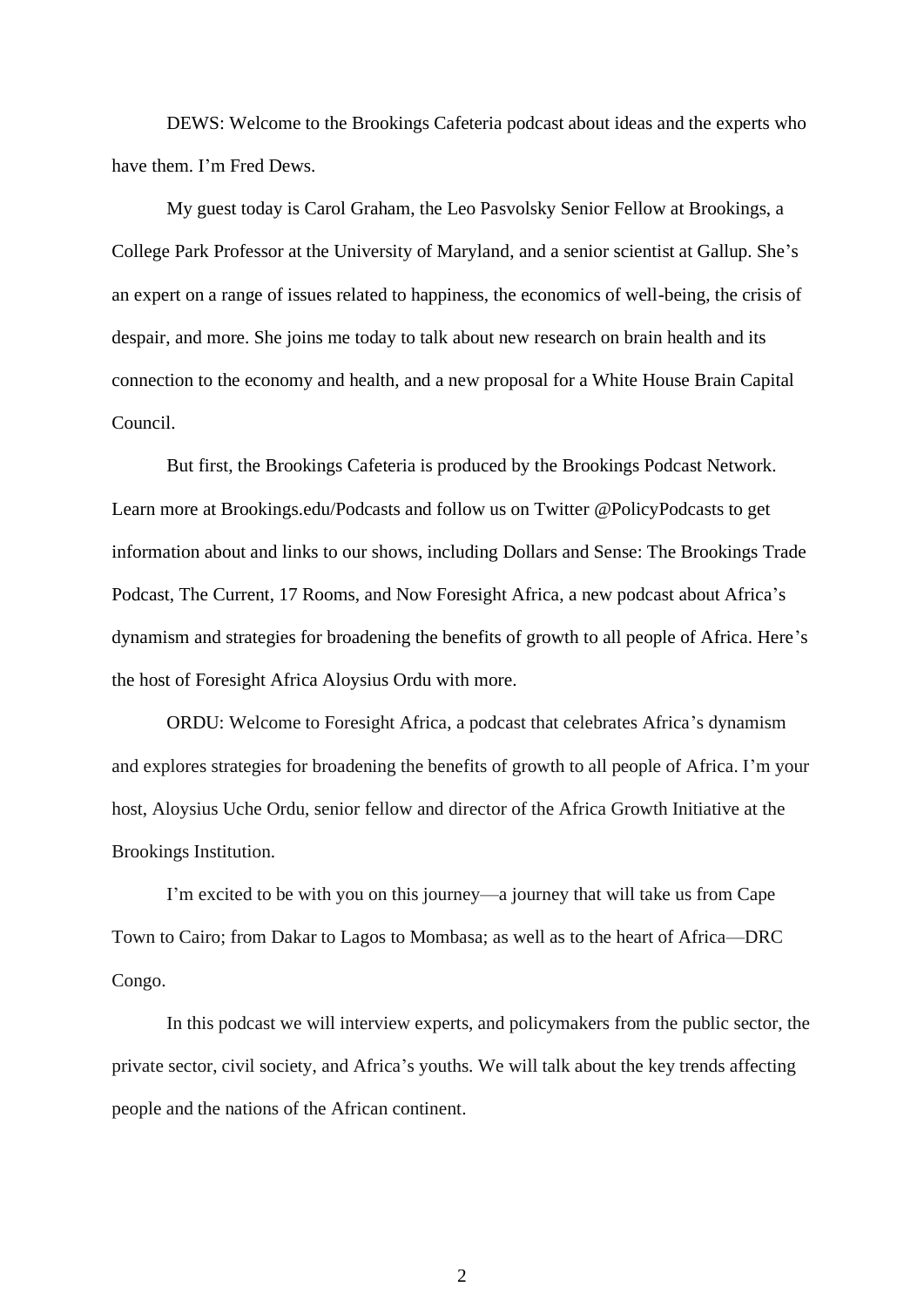DEWS: Welcome to the Brookings Cafeteria podcast about ideas and the experts who have them. I'm Fred Dews.

My guest today is Carol Graham, the Leo Pasvolsky Senior Fellow at Brookings, a College Park Professor at the University of Maryland, and a senior scientist at Gallup. She's an expert on a range of issues related to happiness, the economics of well-being, the crisis of despair, and more. She joins me today to talk about new research on brain health and its connection to the economy and health, and a new proposal for a White House Brain Capital Council.

But first, the Brookings Cafeteria is produced by the Brookings Podcast Network. Learn more at Brookings.edu/Podcasts and follow us on Twitter @PolicyPodcasts to get information about and links to our shows, including Dollars and Sense: The Brookings Trade Podcast, The Current, 17 Rooms, and Now Foresight Africa, a new podcast about Africa's dynamism and strategies for broadening the benefits of growth to all people of Africa. Here's the host of Foresight Africa Aloysius Ordu with more.

ORDU: Welcome to Foresight Africa, a podcast that celebrates Africa's dynamism and explores strategies for broadening the benefits of growth to all people of Africa. I'm your host, Aloysius Uche Ordu, senior fellow and director of the Africa Growth Initiative at the Brookings Institution.

I'm excited to be with you on this journey—a journey that will take us from Cape Town to Cairo; from Dakar to Lagos to Mombasa; as well as to the heart of Africa—DRC Congo.

In this podcast we will interview experts, and policymakers from the public sector, the private sector, civil society, and Africa's youths. We will talk about the key trends affecting people and the nations of the African continent.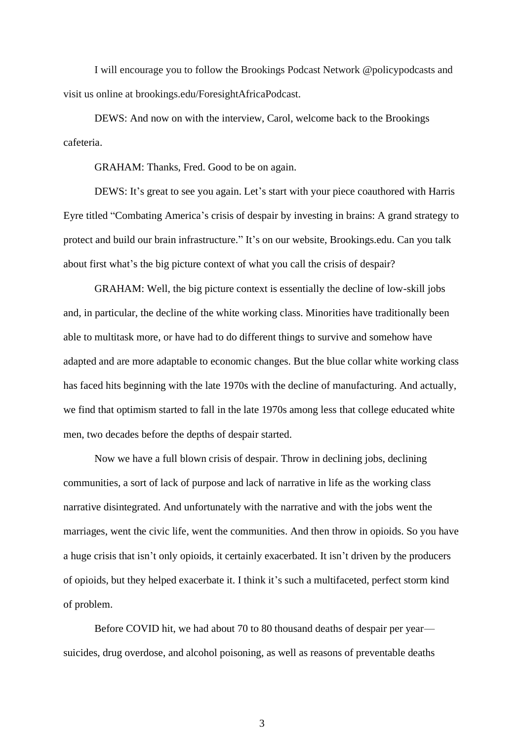I will encourage you to follow the Brookings Podcast Network @policypodcasts and visit us online at brookings.edu/ForesightAfricaPodcast.

DEWS: And now on with the interview, Carol, welcome back to the Brookings cafeteria.

GRAHAM: Thanks, Fred. Good to be on again.

DEWS: It's great to see you again. Let's start with your piece coauthored with Harris Eyre titled "Combating America's crisis of despair by investing in brains: A grand strategy to protect and build our brain infrastructure." It's on our website, Brookings.edu. Can you talk about first what's the big picture context of what you call the crisis of despair?

GRAHAM: Well, the big picture context is essentially the decline of low-skill jobs and, in particular, the decline of the white working class. Minorities have traditionally been able to multitask more, or have had to do different things to survive and somehow have adapted and are more adaptable to economic changes. But the blue collar white working class has faced hits beginning with the late 1970s with the decline of manufacturing. And actually, we find that optimism started to fall in the late 1970s among less that college educated white men, two decades before the depths of despair started.

Now we have a full blown crisis of despair. Throw in declining jobs, declining communities, a sort of lack of purpose and lack of narrative in life as the working class narrative disintegrated. And unfortunately with the narrative and with the jobs went the marriages, went the civic life, went the communities. And then throw in opioids. So you have a huge crisis that isn't only opioids, it certainly exacerbated. It isn't driven by the producers of opioids, but they helped exacerbate it. I think it's such a multifaceted, perfect storm kind of problem.

Before COVID hit, we had about 70 to 80 thousand deaths of despair per year—suicides, drug overdose, and alcohol poisoning, as well as reasons of preventable deaths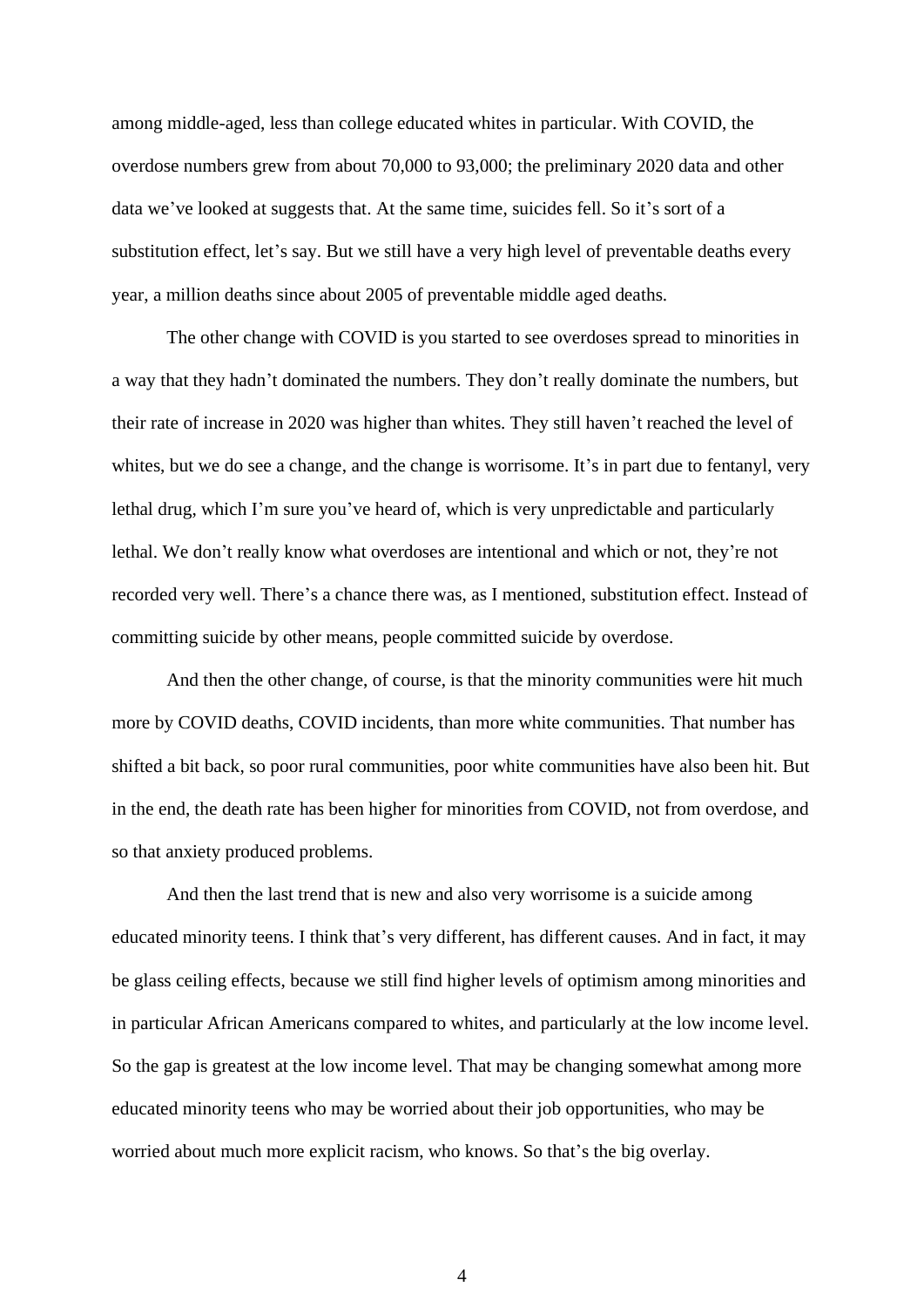among middle-aged, less than college educated whites in particular. With COVID, the overdose numbers grew from about 70,000 to 93,000; the preliminary 2020 data and other data we've looked at suggests that. At the same time, suicides fell. So it's sort of a substitution effect, let's say. But we still have a very high level of preventable deaths every year, a million deaths since about 2005 of preventable middle aged deaths.

The other change with COVID is you started to see overdoses spread to minorities in a way that they hadn't dominated the numbers. They don't really dominate the numbers, but their rate of increase in 2020 was higher than whites. They still haven't reached the level of whites, but we do see a change, and the change is worrisome. It's in part due to fentanyl, very lethal drug, which I'm sure you've heard of, which is very unpredictable and particularly lethal. We don't really know what overdoses are intentional and which or not, they're not recorded very well. There's a chance there was, as I mentioned, substitution effect. Instead of committing suicide by other means, people committed suicide by overdose.

And then the other change, of course, is that the minority communities were hit much more by COVID deaths, COVID incidents, than more white communities. That number has shifted a bit back, so poor rural communities, poor white communities have also been hit. But in the end, the death rate has been higher for minorities from COVID, not from overdose, and so that anxiety produced problems.

And then the last trend that is new and also very worrisome is a suicide among educated minority teens. I think that's very different, has different causes. And in fact, it may be glass ceiling effects, because we still find higher levels of optimism among minorities and in particular African Americans compared to whites, and particularly at the low income level. So the gap is greatest at the low income level. That may be changing somewhat among more educated minority teens who may be worried about their job opportunities, who may be worried about much more explicit racism, who knows. So that's the big overlay.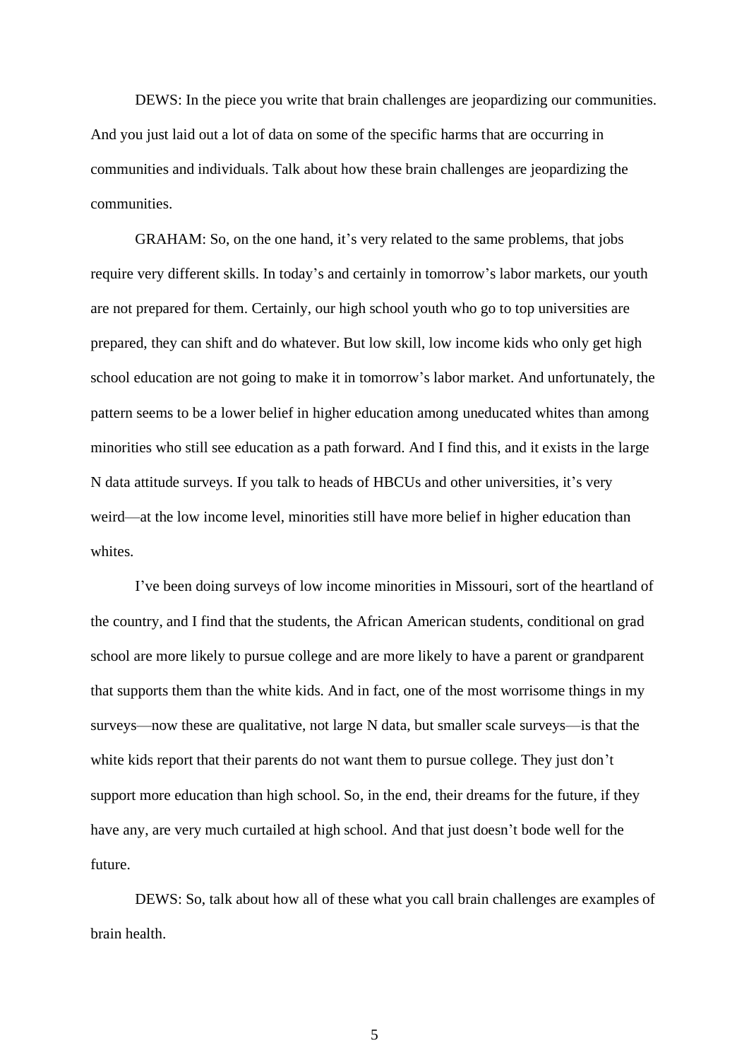DEWS: In the piece you write that brain challenges are jeopardizing our communities. And you just laid out a lot of data on some of the specific harms that are occurring in communities and individuals. Talk about how these brain challenges are jeopardizing the communities.

GRAHAM: So, on the one hand, it's very related to the same problems, that jobs require very different skills. In today's and certainly in tomorrow's labor markets, our youth are not prepared for them. Certainly, our high school youth who go to top universities are prepared, they can shift and do whatever. But low skill, low income kids who only get high school education are not going to make it in tomorrow's labor market. And unfortunately, the pattern seems to be a lower belief in higher education among uneducated whites than among minorities who still see education as a path forward. And I find this, and it exists in the large N data attitude surveys. If you talk to heads of HBCUs and other universities, it's very weird—at the low income level, minorities still have more belief in higher education than whites.

I've been doing surveys of low income minorities in Missouri, sort of the heartland of the country, and I find that the students, the African American students, conditional on grad school are more likely to pursue college and are more likely to have a parent or grandparent that supports them than the white kids. And in fact, one of the most worrisome things in my surveys—now these are qualitative, not large N data, but smaller scale surveys—is that the white kids report that their parents do not want them to pursue college. They just don't support more education than high school. So, in the end, their dreams for the future, if they have any, are very much curtailed at high school. And that just doesn't bode well for the future.

DEWS: So, talk about how all of these what you call brain challenges are examples of brain health.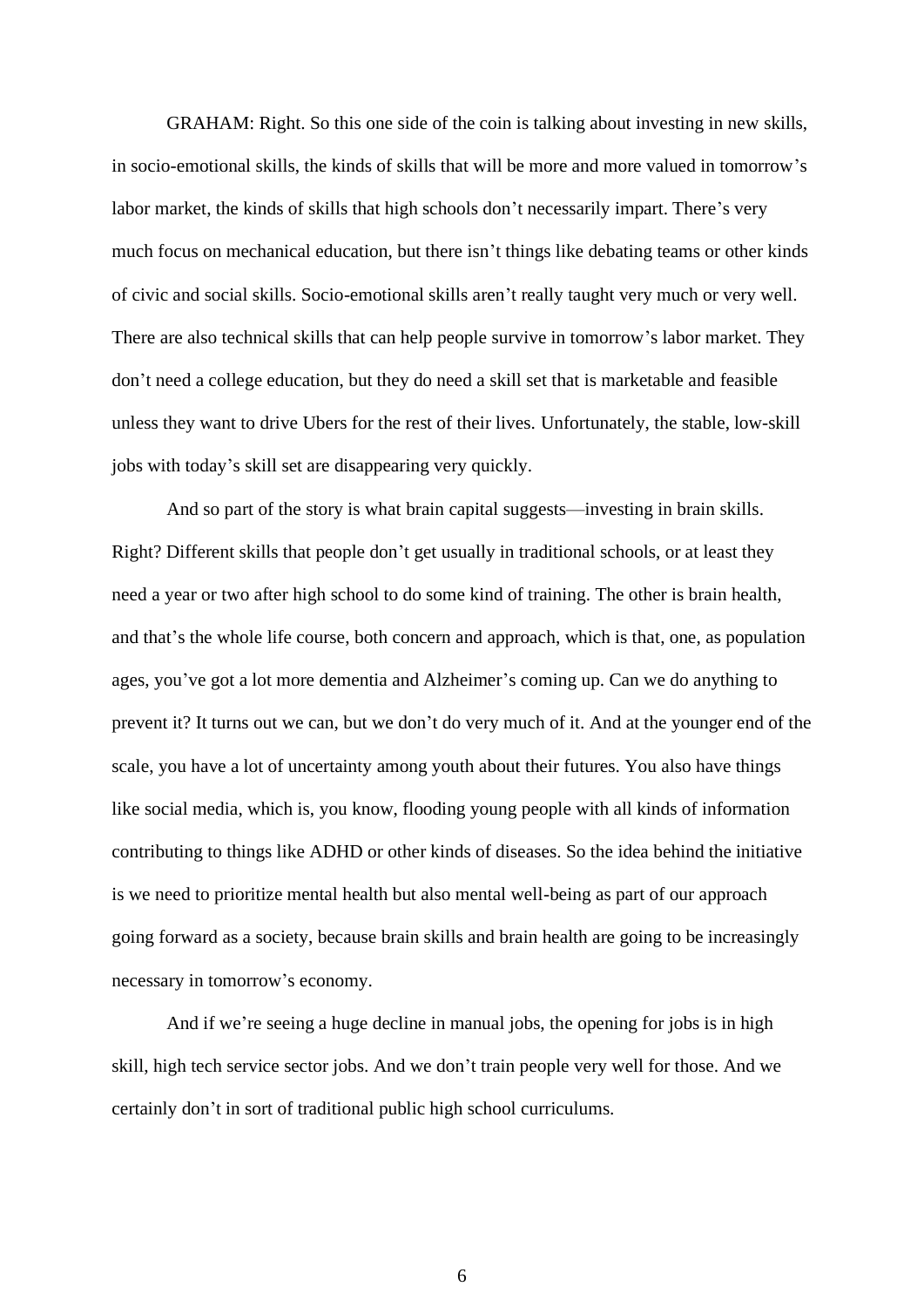GRAHAM: Right. So this one side of the coin is talking about investing in new skills, in socio-emotional skills, the kinds of skills that will be more and more valued in tomorrow's labor market, the kinds of skills that high schools don't necessarily impart. There's very much focus on mechanical education, but there isn't things like debating teams or other kinds of civic and social skills. Socio-emotional skills aren't really taught very much or very well. There are also technical skills that can help people survive in tomorrow's labor market. They don't need a college education, but they do need a skill set that is marketable and feasible unless they want to drive Ubers for the rest of their lives. Unfortunately, the stable, low-skill jobs with today's skill set are disappearing very quickly.

And so part of the story is what brain capital suggests—investing in brain skills. Right? Different skills that people don't get usually in traditional schools, or at least they need a year or two after high school to do some kind of training. The other is brain health, and that's the whole life course, both concern and approach, which is that, one, as population ages, you've got a lot more dementia and Alzheimer's coming up. Can we do anything to prevent it? It turns out we can, but we don't do very much of it. And at the younger end of the scale, you have a lot of uncertainty among youth about their futures. You also have things like social media, which is, you know, flooding young people with all kinds of information contributing to things like ADHD or other kinds of diseases. So the idea behind the initiative is we need to prioritize mental health but also mental well-being as part of our approach going forward as a society, because brain skills and brain health are going to be increasingly necessary in tomorrow's economy.

And if we're seeing a huge decline in manual jobs, the opening for jobs is in high skill, high tech service sector jobs. And we don't train people very well for those. And we certainly don't in sort of traditional public high school curriculums.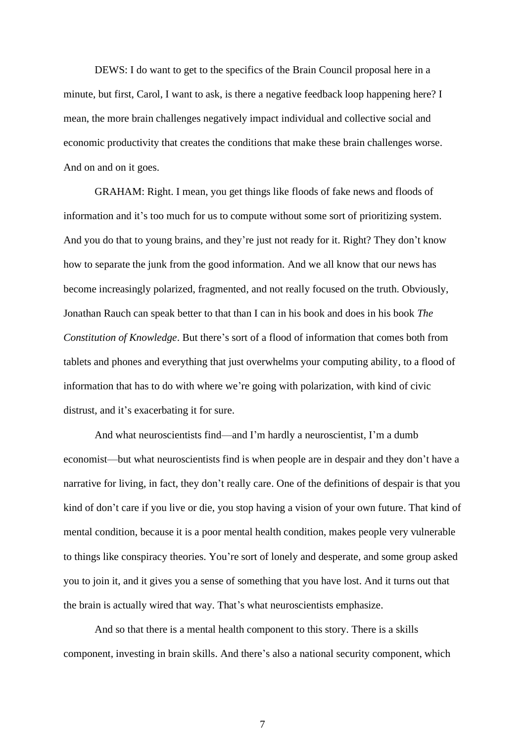DEWS: I do want to get to the specifics of the Brain Council proposal here in a minute, but first, Carol, I want to ask, is there a negative feedback loop happening here? I mean, the more brain challenges negatively impact individual and collective social and economic productivity that creates the conditions that make these brain challenges worse. And on and on it goes.

GRAHAM: Right. I mean, you get things like floods of fake news and floods of information and it's too much for us to compute without some sort of prioritizing system. And you do that to young brains, and they're just not ready for it. Right? They don't know how to separate the junk from the good information. And we all know that our news has become increasingly polarized, fragmented, and not really focused on the truth. Obviously, Jonathan Rauch can speak better to that than I can in his book and does in his book *The Constitution of Knowledge*. But there's sort of a flood of information that comes both from tablets and phones and everything that just overwhelms your computing ability, to a flood of information that has to do with where we're going with polarization, with kind of civic distrust, and it's exacerbating it for sure.

And what neuroscientists find—and I'm hardly a neuroscientist, I'm a dumb economist—but what neuroscientists find is when people are in despair and they don't have a narrative for living, in fact, they don't really care. One of the definitions of despair is that you kind of don't care if you live or die, you stop having a vision of your own future. That kind of mental condition, because it is a poor mental health condition, makes people very vulnerable to things like conspiracy theories. You're sort of lonely and desperate, and some group asked you to join it, and it gives you a sense of something that you have lost. And it turns out that the brain is actually wired that way. That's what neuroscientists emphasize.

And so that there is a mental health component to this story. There is a skills component, investing in brain skills. And there's also a national security component, which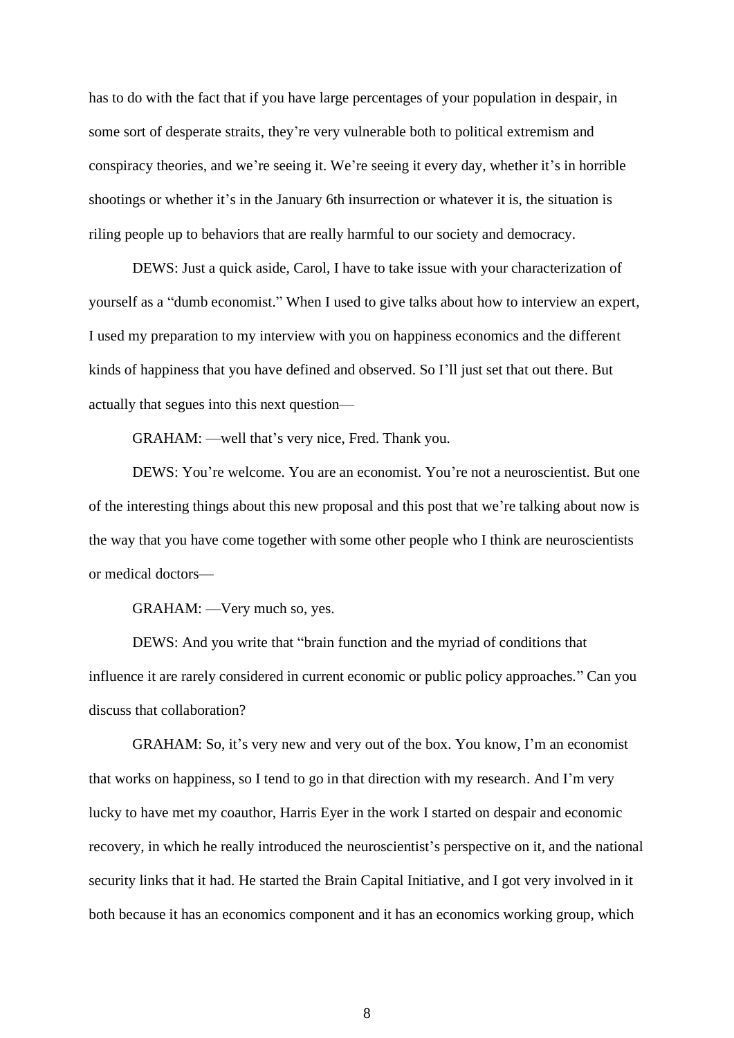has to do with the fact that if you have large percentages of your population in despair, in some sort of desperate straits, they're very vulnerable both to political extremism and conspiracy theories, and we're seeing it. We're seeing it every day, whether it's in horrible shootings or whether it's in the January 6th insurrection or whatever it is, the situation is riling people up to behaviors that are really harmful to our society and democracy.

DEWS: Just a quick aside, Carol, I have to take issue with your characterization of yourself as a "dumb economist." When I used to give talks about how to interview an expert, I used my preparation to my interview with you on happiness economics and the different kinds of happiness that you have defined and observed. So I'll just set that out there. But actually that segues into this next question—

GRAHAM: —well that's very nice, Fred. Thank you.

DEWS: You're welcome. You are an economist. You're not a neuroscientist. But one of the interesting things about this new proposal and this post that we're talking about now is the way that you have come together with some other people who I think are neuroscientists or medical doctors—

GRAHAM: —Very much so, yes.

DEWS: And you write that "brain function and the myriad of conditions that influence it are rarely considered in current economic or public policy approaches." Can you discuss that collaboration?

GRAHAM: So, it's very new and very out of the box. You know, I'm an economist that works on happiness, so I tend to go in that direction with my research. And I'm very lucky to have met my coauthor, Harris Eyer in the work I started on despair and economic recovery, in which he really introduced the neuroscientist's perspective on it, and the national security links that it had. He started the Brain Capital Initiative, and I got very involved in it both because it has an economics component and it has an economics working group, which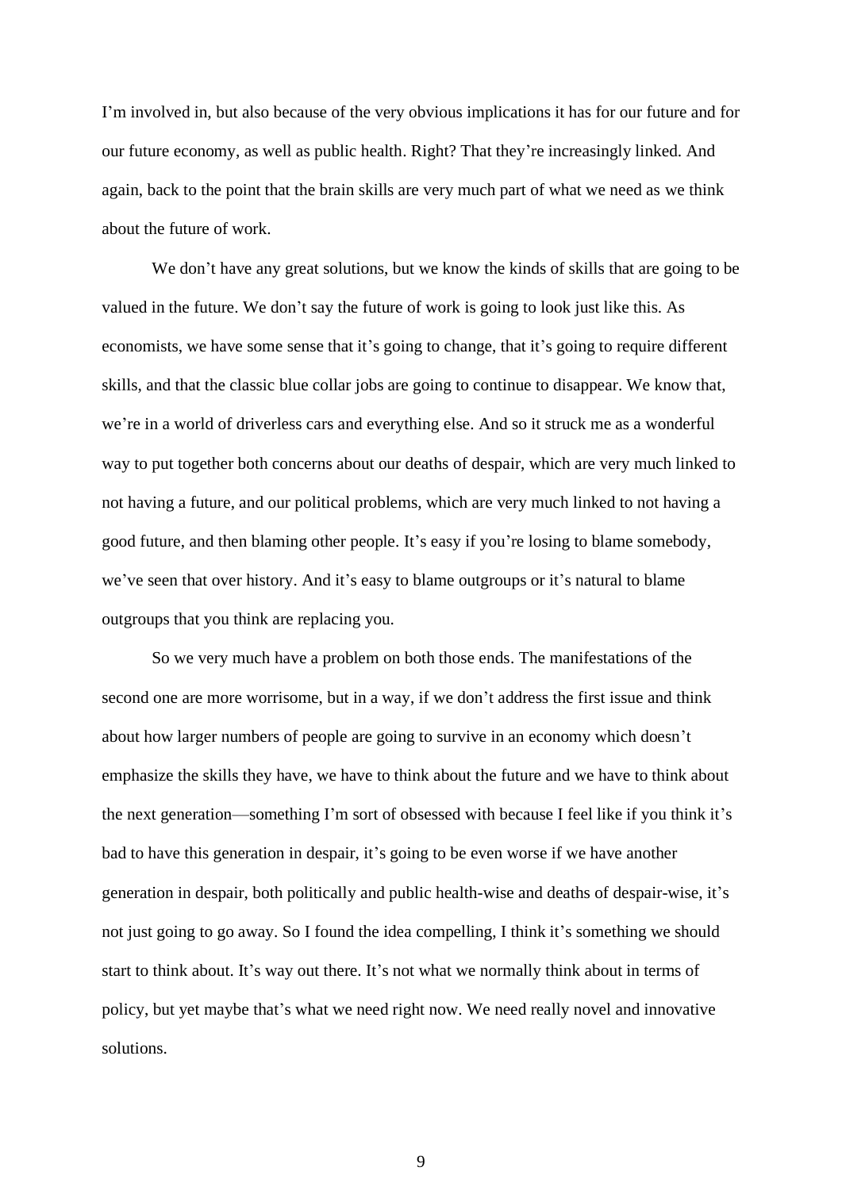I'm involved in, but also because of the very obvious implications it has for our future and for our future economy, as well as public health. Right? That they're increasingly linked. And again, back to the point that the brain skills are very much part of what we need as we think about the future of work.

We don't have any great solutions, but we know the kinds of skills that are going to be valued in the future. We don't say the future of work is going to look just like this. As economists, we have some sense that it's going to change, that it's going to require different skills, and that the classic blue collar jobs are going to continue to disappear. We know that, we're in a world of driverless cars and everything else. And so it struck me as a wonderful way to put together both concerns about our deaths of despair, which are very much linked to not having a future, and our political problems, which are very much linked to not having a good future, and then blaming other people. It's easy if you're losing to blame somebody, we've seen that over history. And it's easy to blame outgroups or it's natural to blame outgroups that you think are replacing you.

So we very much have a problem on both those ends. The manifestations of the second one are more worrisome, but in a way, if we don't address the first issue and think about how larger numbers of people are going to survive in an economy which doesn't emphasize the skills they have, we have to think about the future and we have to think about the next generation—something I'm sort of obsessed with because I feel like if you think it's bad to have this generation in despair, it's going to be even worse if we have another generation in despair, both politically and public health-wise and deaths of despair-wise, it's not just going to go away. So I found the idea compelling, I think it's something we should start to think about. It's way out there. It's not what we normally think about in terms of policy, but yet maybe that's what we need right now. We need really novel and innovative solutions.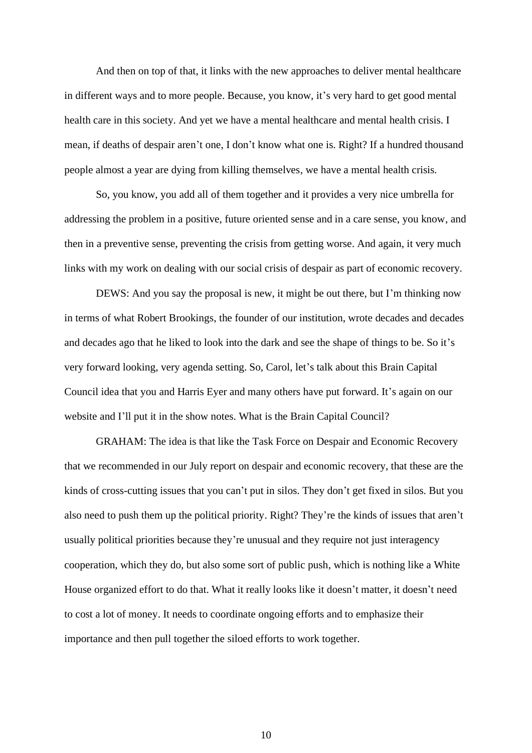And then on top of that, it links with the new approaches to deliver mental healthcare in different ways and to more people. Because, you know, it's very hard to get good mental health care in this society. And yet we have a mental healthcare and mental health crisis. I mean, if deaths of despair aren't one, I don't know what one is. Right? If a hundred thousand people almost a year are dying from killing themselves, we have a mental health crisis.

So, you know, you add all of them together and it provides a very nice umbrella for addressing the problem in a positive, future oriented sense and in a care sense, you know, and then in a preventive sense, preventing the crisis from getting worse. And again, it very much links with my work on dealing with our social crisis of despair as part of economic recovery.

DEWS: And you say the proposal is new, it might be out there, but I'm thinking now in terms of what Robert Brookings, the founder of our institution, wrote decades and decades and decades ago that he liked to look into the dark and see the shape of things to be. So it's very forward looking, very agenda setting. So, Carol, let's talk about this Brain Capital Council idea that you and Harris Eyer and many others have put forward. It's again on our website and I'll put it in the show notes. What is the Brain Capital Council?

GRAHAM: The idea is that like the Task Force on Despair and Economic Recovery that we recommended in our July report on despair and economic recovery, that these are the kinds of cross-cutting issues that you can't put in silos. They don't get fixed in silos. But you also need to push them up the political priority. Right? They're the kinds of issues that aren't usually political priorities because they're unusual and they require not just interagency cooperation, which they do, but also some sort of public push, which is nothing like a White House organized effort to do that. What it really looks like it doesn't matter, it doesn't need to cost a lot of money. It needs to coordinate ongoing efforts and to emphasize their importance and then pull together the siloed efforts to work together.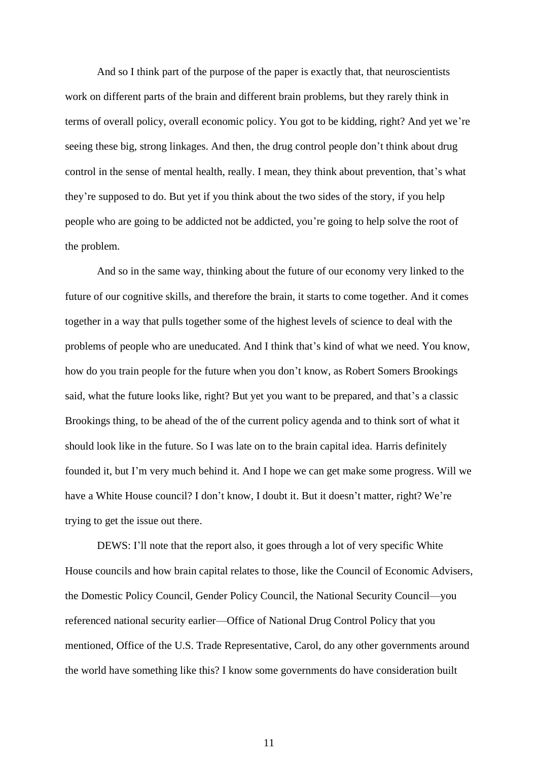And so I think part of the purpose of the paper is exactly that, that neuroscientists work on different parts of the brain and different brain problems, but they rarely think in terms of overall policy, overall economic policy. You got to be kidding, right? And yet we're seeing these big, strong linkages. And then, the drug control people don't think about drug control in the sense of mental health, really. I mean, they think about prevention, that's what they're supposed to do. But yet if you think about the two sides of the story, if you help people who are going to be addicted not be addicted, you're going to help solve the root of the problem.

And so in the same way, thinking about the future of our economy very linked to the future of our cognitive skills, and therefore the brain, it starts to come together. And it comes together in a way that pulls together some of the highest levels of science to deal with the problems of people who are uneducated. And I think that's kind of what we need. You know, how do you train people for the future when you don't know, as Robert Somers Brookings said, what the future looks like, right? But yet you want to be prepared, and that's a classic Brookings thing, to be ahead of the of the current policy agenda and to think sort of what it should look like in the future. So I was late on to the brain capital idea. Harris definitely founded it, but I'm very much behind it. And I hope we can get make some progress. Will we have a White House council? I don't know, I doubt it. But it doesn't matter, right? We're trying to get the issue out there.

DEWS: I'll note that the report also, it goes through a lot of very specific White House councils and how brain capital relates to those, like the Council of Economic Advisers, the Domestic Policy Council, Gender Policy Council, the National Security Council—you referenced national security earlier—Office of National Drug Control Policy that you mentioned, Office of the U.S. Trade Representative, Carol, do any other governments around the world have something like this? I know some governments do have consideration built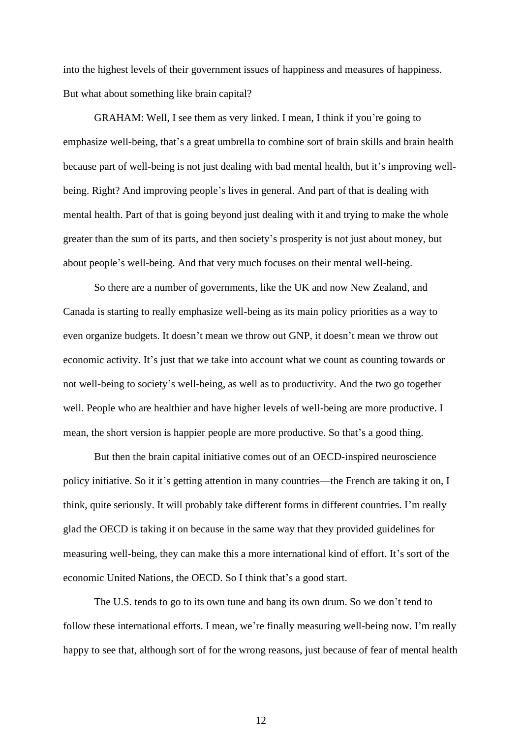into the highest levels of their government issues of happiness and measures of happiness. But what about something like brain capital?

GRAHAM: Well, I see them as very linked. I mean, I think if you're going to emphasize well-being, that's a great umbrella to combine sort of brain skills and brain health because part of well-being is not just dealing with bad mental health, but it's improving well-being. Right? And improving people's lives in general. And part of that is dealing with mental health. Part of that is going beyond just dealing with it and trying to make the whole greater than the sum of its parts, and then society's prosperity is not just about money, but about people's well-being. And that very much focuses on their mental well-being.

So there are a number of governments, like the UK and now New Zealand, and Canada is starting to really emphasize well-being as its main policy priorities as a way to even organize budgets. It doesn't mean we throw out GNP, it doesn't mean we throw out economic activity. It's just that we take into account what we count as counting towards or not well-being to society's well-being, as well as to productivity. And the two go together well. People who are healthier and have higher levels of well-being are more productive. I mean, the short version is happier people are more productive. So that's a good thing.

But then the brain capital initiative comes out of an OECD-inspired neuroscience policy initiative. So it it's getting attention in many countries—the French are taking it on, I think, quite seriously. It will probably take different forms in different countries. I'm really glad the OECD is taking it on because in the same way that they provided guidelines for measuring well-being, they can make this a more international kind of effort. It's sort of the economic United Nations, the OECD. So I think that's a good start.

The U.S. tends to go to its own tune and bang its own drum. So we don't tend to follow these international efforts. I mean, we're finally measuring well-being now. I'm really happy to see that, although sort of for the wrong reasons, just because of fear of mental health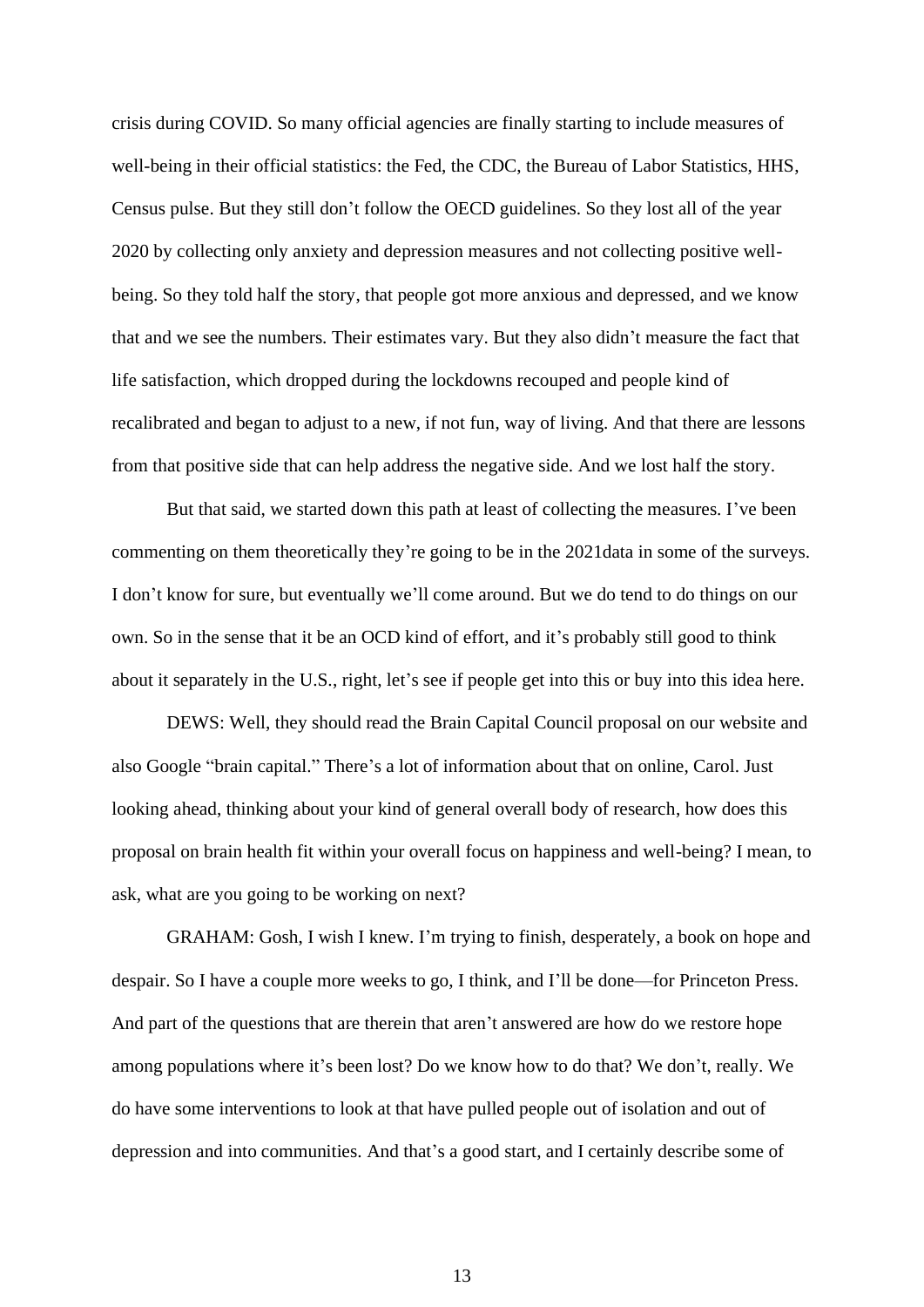crisis during COVID. So many official agencies are finally starting to include measures of well-being in their official statistics: the Fed, the CDC, the Bureau of Labor Statistics, HHS, Census pulse. But they still don't follow the OECD guidelines. So they lost all of the year 2020 by collecting only anxiety and depression measures and not collecting positive well-being. So they told half the story, that people got more anxious and depressed, and we know that and we see the numbers. Their estimates vary. But they also didn't measure the fact that life satisfaction, which dropped during the lockdowns recouped and people kind of recalibrated and began to adjust to a new, if not fun, way of living. And that there are lessons from that positive side that can help address the negative side. And we lost half the story.

But that said, we started down this path at least of collecting the measures. I've been commenting on them theoretically they're going to be in the 2021data in some of the surveys. I don't know for sure, but eventually we'll come around. But we do tend to do things on our own. So in the sense that it be an OCD kind of effort, and it's probably still good to think about it separately in the U.S., right, let's see if people get into this or buy into this idea here.

DEWS: Well, they should read the Brain Capital Council proposal on our website and also Google "brain capital." There's a lot of information about that on online, Carol. Just looking ahead, thinking about your kind of general overall body of research, how does this proposal on brain health fit within your overall focus on happiness and well-being? I mean, to ask, what are you going to be working on next?

GRAHAM: Gosh, I wish I knew. I'm trying to finish, desperately, a book on hope and despair. So I have a couple more weeks to go, I think, and I'll be done—for Princeton Press. And part of the questions that are therein that aren't answered are how do we restore hope among populations where it's been lost? Do we know how to do that? We don't, really. We do have some interventions to look at that have pulled people out of isolation and out of depression and into communities. And that's a good start, and I certainly describe some of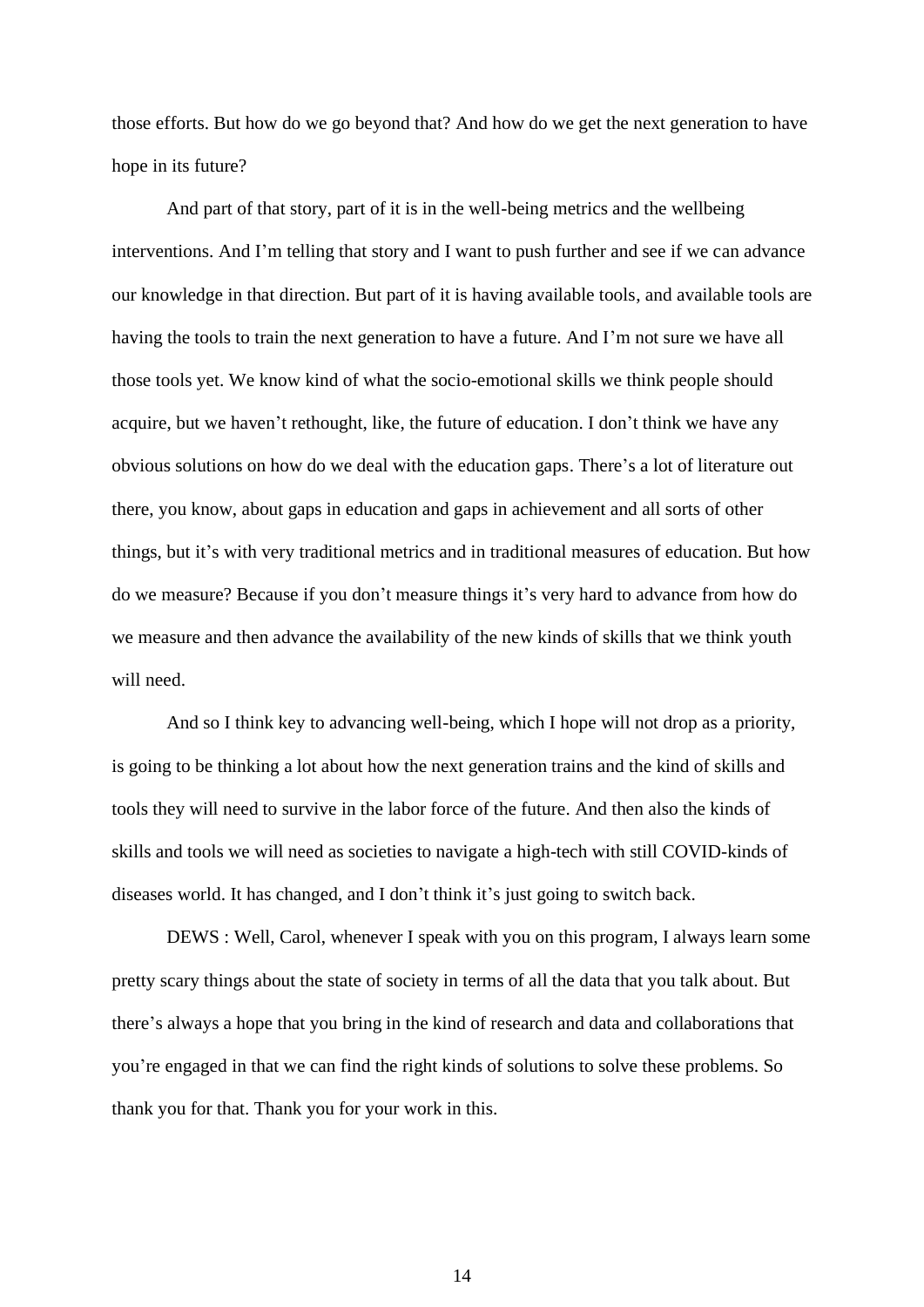those efforts. But how do we go beyond that? And how do we get the next generation to have hope in its future?

And part of that story, part of it is in the well-being metrics and the wellbeing interventions. And I'm telling that story and I want to push further and see if we can advance our knowledge in that direction. But part of it is having available tools, and available tools are having the tools to train the next generation to have a future. And I'm not sure we have all those tools yet. We know kind of what the socio-emotional skills we think people should acquire, but we haven't rethought, like, the future of education. I don't think we have any obvious solutions on how do we deal with the education gaps. There's a lot of literature out there, you know, about gaps in education and gaps in achievement and all sorts of other things, but it's with very traditional metrics and in traditional measures of education. But how do we measure? Because if you don't measure things it's very hard to advance from how do we measure and then advance the availability of the new kinds of skills that we think youth will need.

And so I think key to advancing well-being, which I hope will not drop as a priority, is going to be thinking a lot about how the next generation trains and the kind of skills and tools they will need to survive in the labor force of the future. And then also the kinds of skills and tools we will need as societies to navigate a high-tech with still COVID-kinds of diseases world. It has changed, and I don't think it's just going to switch back.

DEWS : Well, Carol, whenever I speak with you on this program, I always learn some pretty scary things about the state of society in terms of all the data that you talk about. But there's always a hope that you bring in the kind of research and data and collaborations that you're engaged in that we can find the right kinds of solutions to solve these problems. So thank you for that. Thank you for your work in this.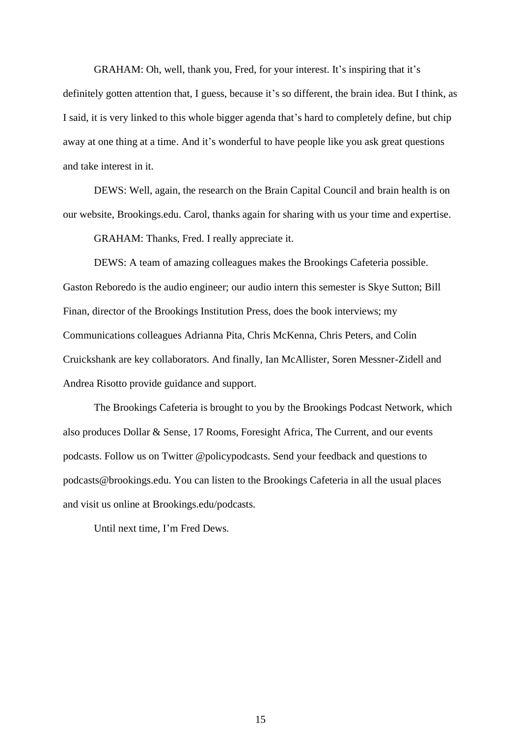GRAHAM: Oh, well, thank you, Fred, for your interest. It's inspiring that it's definitely gotten attention that, I guess, because it's so different, the brain idea. But I think, as I said, it is very linked to this whole bigger agenda that's hard to completely define, but chip away at one thing at a time. And it's wonderful to have people like you ask great questions and take interest in it.

DEWS: Well, again, the research on the Brain Capital Council and brain health is on our website, Brookings.edu. Carol, thanks again for sharing with us your time and expertise.

GRAHAM: Thanks, Fred. I really appreciate it.

DEWS: A team of amazing colleagues makes the Brookings Cafeteria possible. Gaston Reboredo is the audio engineer; our audio intern this semester is Skye Sutton; Bill Finan, director of the Brookings Institution Press, does the book interviews; my Communications colleagues Adrianna Pita, Chris McKenna, Chris Peters, and Colin Cruickshank are key collaborators. And finally, Ian McAllister, Soren Messner-Zidell and Andrea Risotto provide guidance and support.

The Brookings Cafeteria is brought to you by the Brookings Podcast Network, which also produces Dollar & Sense, 17 Rooms, Foresight Africa, The Current, and our events podcasts. Follow us on Twitter @policypodcasts. Send your feedback and questions to podcasts@brookings.edu. You can listen to the Brookings Cafeteria in all the usual places and visit us online at Brookings.edu/podcasts.

Until next time, I'm Fred Dews.